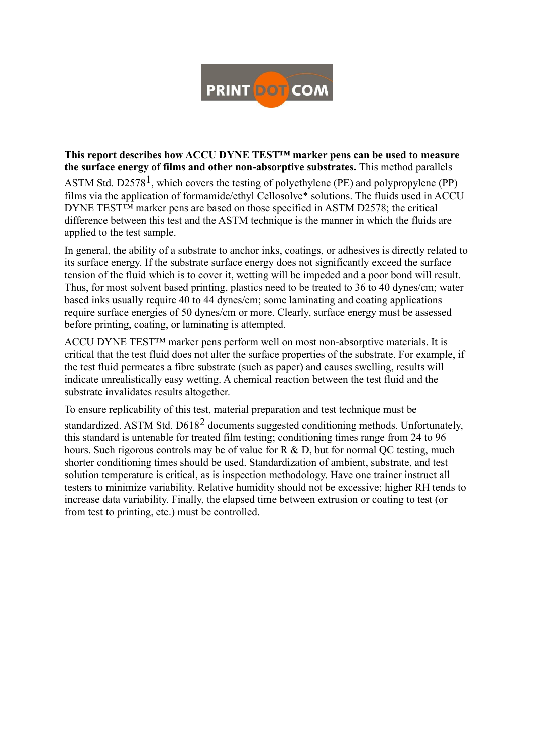PRINT DOT COM

**This report describes how ACCU DYNE TEST™ marker pens can be used to measure the surface energy of films and other non-absorptive substrates.** This method parallels ASTM Std. D2578[1], which covers the testing of polyethylene (PE) and polypropylene (PP) films via the application of formamide/ethyl Cellosolve* solutions. The fluids used in ACCU DYNE TEST™ marker pens are based on those specified in ASTM D2578; the critical difference between this test and the ASTM technique is the manner in which the fluids are applied to the test sample.

In general, the ability of a substrate to anchor inks, coatings, or adhesives is directly related to its surface energy. If the substrate surface energy does not significantly exceed the surface tension of the fluid which is to cover it, wetting will be impeded and a poor bond will result. Thus, for most solvent based printing, plastics need to be treated to 36 to 40 dynes/cm; water based inks usually require 40 to 44 dynes/cm; some laminating and coating applications require surface energies of 50 dynes/cm or more. Clearly, surface energy must be assessed before printing, coating, or laminating is attempted.

ACCU DYNE TEST™ marker pens perform well on most non-absorptive materials. It is critical that the test fluid does not alter the surface properties of the substrate. For example, if the test fluid permeates a fibre substrate (such as paper) and causes swelling, results will indicate unrealistically easy wetting. A chemical reaction between the test fluid and the substrate invalidates results altogether.

To ensure replicability of this test, material preparation and test technique must be standardized. ASTM Std. D618[2] documents suggested conditioning methods. Unfortunately, this standard is untenable for treated film testing; conditioning times range from 24 to 96 hours. Such rigorous controls may be of value for R & D, but for normal QC testing, much shorter conditioning times should be used. Standardization of ambient, substrate, and test solution temperature is critical, as is inspection methodology. Have one trainer instruct all testers to minimize variability. Relative humidity should not be excessive; higher RH tends to increase data variability. Finally, the elapsed time between extrusion or coating to test (or from test to printing, etc.) must be controlled.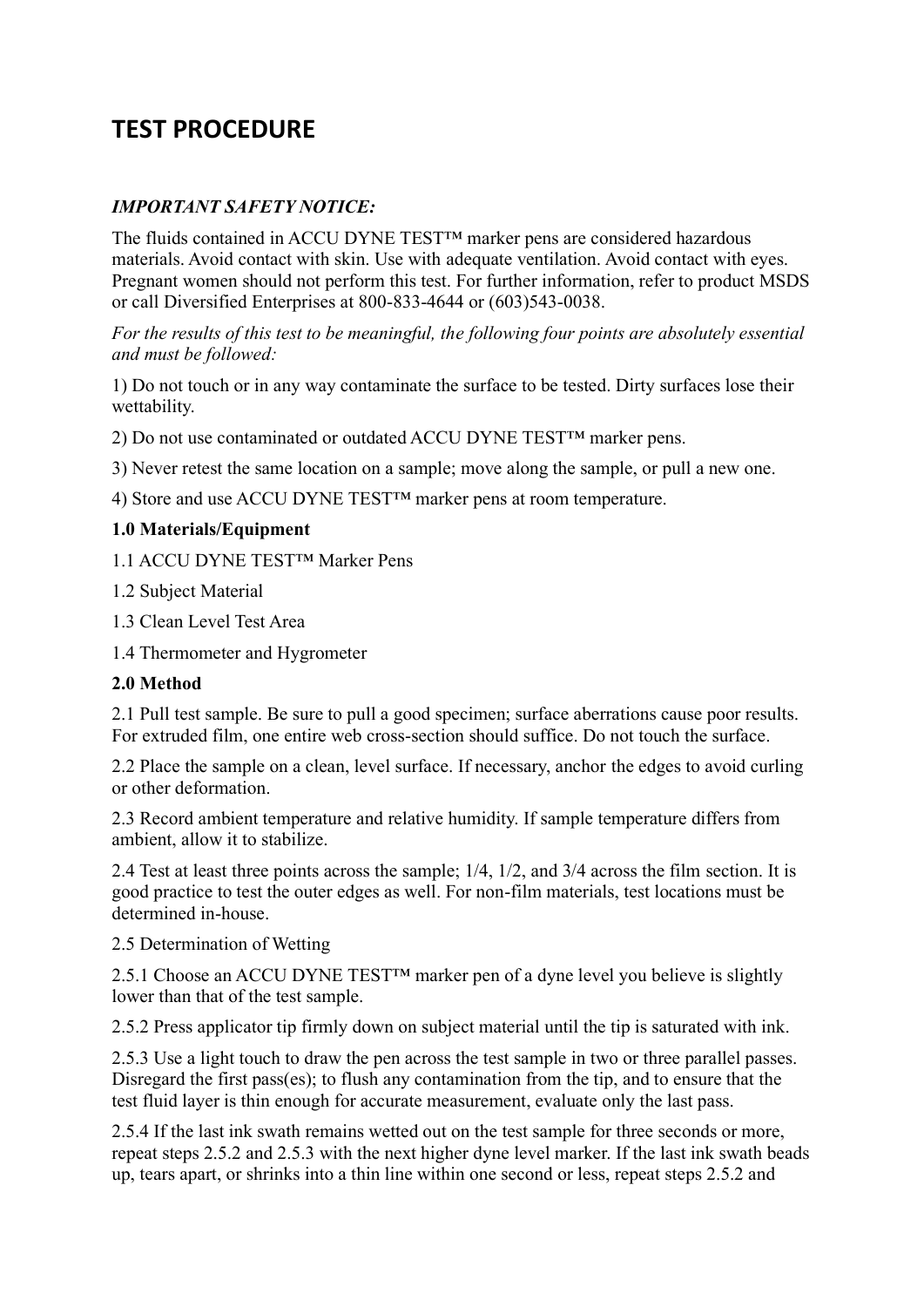# TEST PROCEDURE

***IMPORTANT SAFETY NOTICE:***

The fluids contained in ACCU DYNE TEST™ marker pens are considered hazardous materials. Avoid contact with skin. Use with adequate ventilation. Avoid contact with eyes. Pregnant women should not perform this test. For further information, refer to product MSDS or call Diversified Enterprises at 800-833-4644 or (603)543-0038.

*For the results of this test to be meaningful, the following four points are absolutely essential and must be followed:*

1) Do not touch or in any way contaminate the surface to be tested. Dirty surfaces lose their wettability.

2) Do not use contaminated or outdated ACCU DYNE TEST™ marker pens.

3) Never retest the same location on a sample; move along the sample, or pull a new one.

4) Store and use ACCU DYNE TEST™ marker pens at room temperature.

**1.0 Materials/Equipment**

1.1 ACCU DYNE TEST™ Marker Pens

1.2 Subject Material

1.3 Clean Level Test Area

1.4 Thermometer and Hygrometer

**2.0 Method**

2.1 Pull test sample. Be sure to pull a good specimen; surface aberrations cause poor results. For extruded film, one entire web cross-section should suffice. Do not touch the surface.

2.2 Place the sample on a clean, level surface. If necessary, anchor the edges to avoid curling or other deformation.

2.3 Record ambient temperature and relative humidity. If sample temperature differs from ambient, allow it to stabilize.

2.4 Test at least three points across the sample; 1/4, 1/2, and 3/4 across the film section. It is good practice to test the outer edges as well. For non-film materials, test locations must be determined in-house.

2.5 Determination of Wetting

2.5.1 Choose an ACCU DYNE TEST™ marker pen of a dyne level you believe is slightly lower than that of the test sample.

2.5.2 Press applicator tip firmly down on subject material until the tip is saturated with ink.

2.5.3 Use a light touch to draw the pen across the test sample in two or three parallel passes. Disregard the first pass(es); to flush any contamination from the tip, and to ensure that the test fluid layer is thin enough for accurate measurement, evaluate only the last pass.

2.5.4 If the last ink swath remains wetted out on the test sample for three seconds or more, repeat steps 2.5.2 and 2.5.3 with the next higher dyne level marker. If the last ink swath beads up, tears apart, or shrinks into a thin line within one second or less, repeat steps 2.5.2 and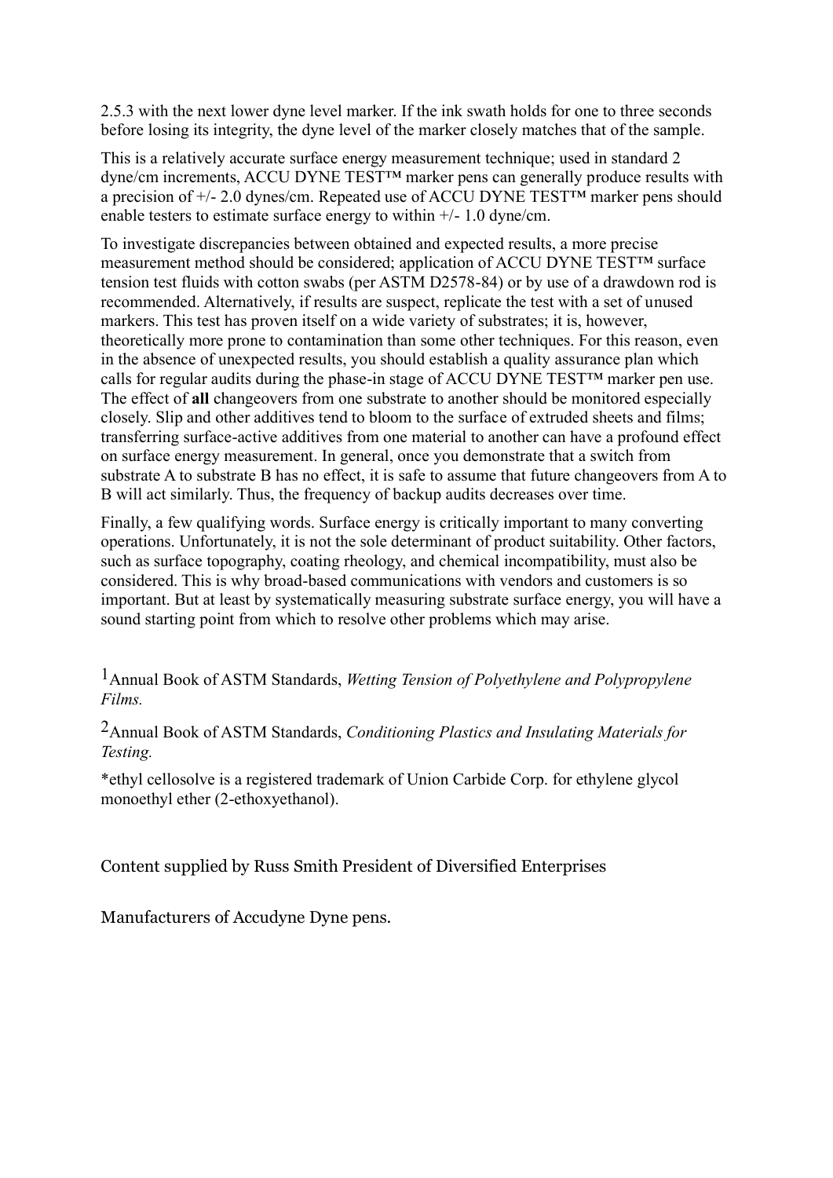2.5.3 with the next lower dyne level marker. If the ink swath holds for one to three seconds before losing its integrity, the dyne level of the marker closely matches that of the sample.

This is a relatively accurate surface energy measurement technique; used in standard 2 dyne/cm increments, ACCU DYNE TEST™ marker pens can generally produce results with a precision of +/- 2.0 dynes/cm. Repeated use of ACCU DYNE TEST™ marker pens should enable testers to estimate surface energy to within +/- 1.0 dyne/cm.

To investigate discrepancies between obtained and expected results, a more precise measurement method should be considered; application of ACCU DYNE TEST™ surface tension test fluids with cotton swabs (per ASTM D2578-84) or by use of a drawdown rod is recommended. Alternatively, if results are suspect, replicate the test with a set of unused markers. This test has proven itself on a wide variety of substrates; it is, however, theoretically more prone to contamination than some other techniques. For this reason, even in the absence of unexpected results, you should establish a quality assurance plan which calls for regular audits during the phase-in stage of ACCU DYNE TEST™ marker pen use. The effect of **all** changeovers from one substrate to another should be monitored especially closely. Slip and other additives tend to bloom to the surface of extruded sheets and films; transferring surface-active additives from one material to another can have a profound effect on surface energy measurement. In general, once you demonstrate that a switch from substrate A to substrate B has no effect, it is safe to assume that future changeovers from A to B will act similarly. Thus, the frequency of backup audits decreases over time.

Finally, a few qualifying words. Surface energy is critically important to many converting operations. Unfortunately, it is not the sole determinant of product suitability. Other factors, such as surface topography, coating rheology, and chemical incompatibility, must also be considered. This is why broad-based communications with vendors and customers is so important. But at least by systematically measuring substrate surface energy, you will have a sound starting point from which to resolve other problems which may arise.

[1] Annual Book of ASTM Standards, *Wetting Tension of Polyethylene and Polypropylene Films.*

[2] Annual Book of ASTM Standards, *Conditioning Plastics and Insulating Materials for Testing.*

*ethyl cellosolve is a registered trademark of Union Carbide Corp. for ethylene glycol monoethyl ether (2-ethoxyethanol).

Content supplied by Russ Smith President of Diversified Enterprises

Manufacturers of Accudyne Dyne pens.